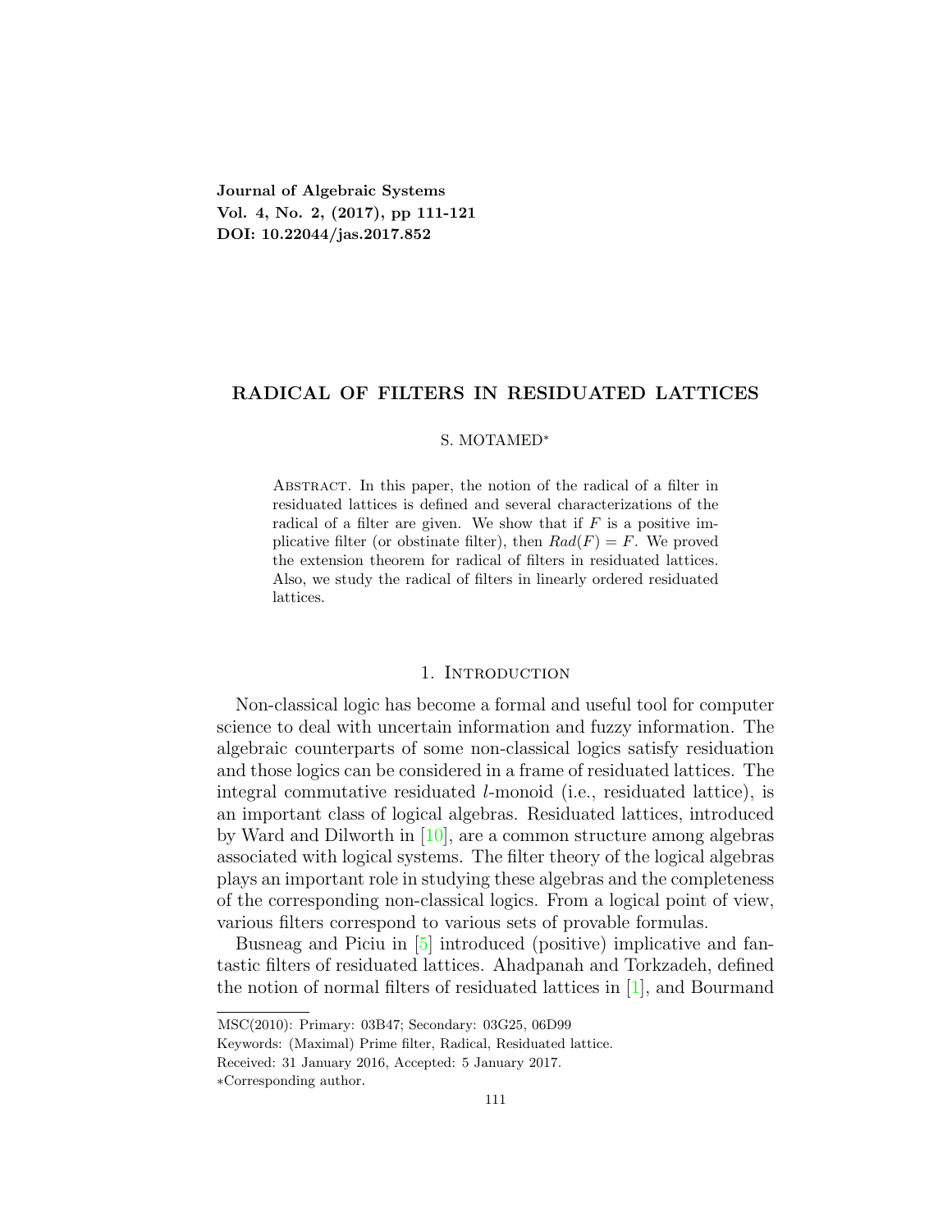Journal of Algebraic Systems
Vol. 4, No. 2, (2017), pp 111-121
DOI: 10.22044/jas.2017.852

# RADICAL OF FILTERS IN RESIDUATED LATTICES

S. MOTAMED*

Abstract. In this paper, the notion of the radical of a filter in residuated lattices is defined and several characterizations of the radical of a filter are given. We show that if $F$ is a positive implicative filter (or obstinate filter), then $Rad(F) = F$. We proved the extension theorem for radical of filters in residuated lattices. Also, we study the radical of filters in linearly ordered residuated lattices.

## 1. Introduction

Non-classical logic has become a formal and useful tool for computer science to deal with uncertain information and fuzzy information. The algebraic counterparts of some non-classical logics satisfy residuation and those logics can be considered in a frame of residuated lattices. The integral commutative residuated $l$-monoid (i.e., residuated lattice), is an important class of logical algebras. Residuated lattices, introduced by Ward and Dilworth in [10], are a common structure among algebras associated with logical systems. The filter theory of the logical algebras plays an important role in studying these algebras and the completeness of the corresponding non-classical logics. From a logical point of view, various filters correspond to various sets of provable formulas.

Busneag and Piciu in [5] introduced (positive) implicative and fantastic filters of residuated lattices. Ahadpanah and Torkzadeh, defined the notion of normal filters of residuated lattices in [1], and Bourmand

MSC(2010): Primary: 03B47; Secondary: 03G25, 06D99

Keywords: (Maximal) Prime filter, Radical, Residuated lattice.

Received: 31 January 2016, Accepted: 5 January 2017.

*Corresponding author.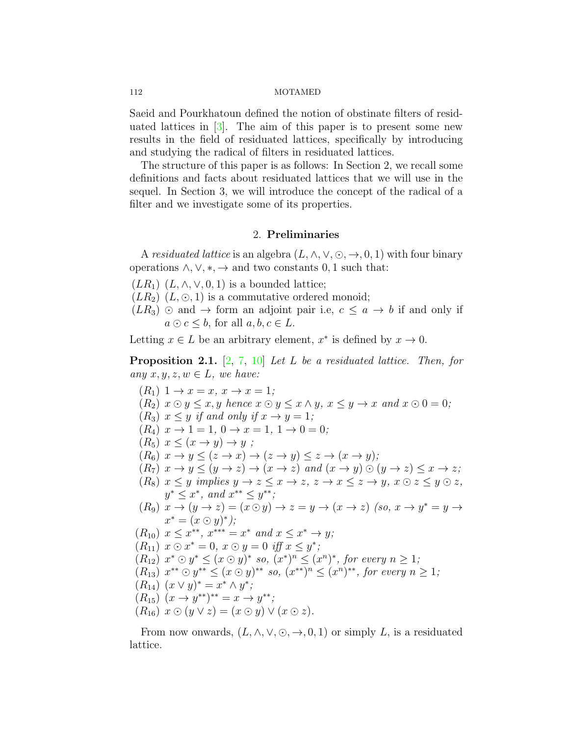Saeid and Pourkhatoun defined the notion of obstinate filters of residuated lattices in [3]. The aim of this paper is to present some new results in the field of residuated lattices, specifically by introducing and studying the radical of filters in residuated lattices.

The structure of this paper is as follows: In Section 2, we recall some definitions and facts about residuated lattices that we will use in the sequel. In Section 3, we will introduce the concept of the radical of a filter and we investigate some of its properties.

## 2. Preliminaries

A *residuated lattice* is an algebra $(L, \wedge, \vee, \odot, \rightarrow, 0, 1)$ with four binary operations $\wedge, \vee, *, \rightarrow$ and two constants $0, 1$ such that:

- $(LR_1)$ $(L, \wedge, \vee, 0, 1)$ is a bounded lattice;
- $(LR_2)$ $(L, \odot, 1)$ is a commutative ordered monoid;
- $(LR_3)$ $\odot$ and $\rightarrow$ form an adjoint pair i.e, $c \leq a \rightarrow b$ if and only if $a \odot c \leq b$, for all $a, b, c \in L$.

Letting $x \in L$ be an arbitrary element, $x^*$ is defined by $x \rightarrow 0$.

**Proposition 2.1.** [2, 7, 10] *Let $L$ be a residuated lattice. Then, for any $x, y, z, w \in L$, we have:*

- $(R_1)$ $1 \rightarrow x = x$, $x \rightarrow x = 1$;
- $(R_2)$ $x \odot y \leq x, y$ *hence* $x \odot y \leq x \wedge y$, $x \leq y \rightarrow x$ *and* $x \odot 0 = 0$;
- $(R_3)$ $x \leq y$ *if and only if* $x \rightarrow y = 1$;
- $(R_4)$ $x \rightarrow 1 = 1$, $0 \rightarrow x = 1$, $1 \rightarrow 0 = 0$;
- $(R_5)$ $x \leq (x \rightarrow y) \rightarrow y$ ;
- $(R_6)$ $x \rightarrow y \leq (z \rightarrow x) \rightarrow (z \rightarrow y) \leq z \rightarrow (x \rightarrow y)$;
- $(R_7)$ $x \rightarrow y \leq (y \rightarrow z) \rightarrow (x \rightarrow z)$ *and* $(x \rightarrow y) \odot (y \rightarrow z) \leq x \rightarrow z$;
- $(R_8)$ $x \leq y$ *implies* $y \rightarrow z \leq x \rightarrow z$, $z \rightarrow x \leq z \rightarrow y$, $x \odot z \leq y \odot z$, $y^* \leq x^*$, *and* $x^{**} \leq y^{**}$;
- $(R_9)$ $x \rightarrow (y \rightarrow z) = (x \odot y) \rightarrow z = y \rightarrow (x \rightarrow z)$ *(so,* $x \rightarrow y^* = y \rightarrow x^* = (x \odot y)^*$*)*;
- $(R_{10})$ $x \leq x^{**}$, $x^{***} = x^*$ *and* $x \leq x^* \rightarrow y$;
- $(R_{11})$ $x \odot x^* = 0$, $x \odot y = 0$ *iff* $x \leq y^*$;
- $(R_{12})$ $x^* \odot y^* \leq (x \odot y)^*$ *so,* $(x^*)^n \leq (x^n)^*$, *for every* $n \geq 1$;
- $(R_{13})$ $x^{**} \odot y^{**} \leq (x \odot y)^{**}$ *so,* $(x^{**})^n \leq (x^n)^{**}$, *for every* $n \geq 1$;
- $(R_{14})$ $(x \vee y)^* = x^* \wedge y^*$;
- $(R_{15})$ $(x \rightarrow y^{**})^{**} = x \rightarrow y^{**}$;
- $(R_{16})$ $x \odot (y \vee z) = (x \odot y) \vee (x \odot z)$.

From now onwards, $(L, \wedge, \vee, \odot, \rightarrow, 0, 1)$ or simply $L$, is a residuated lattice.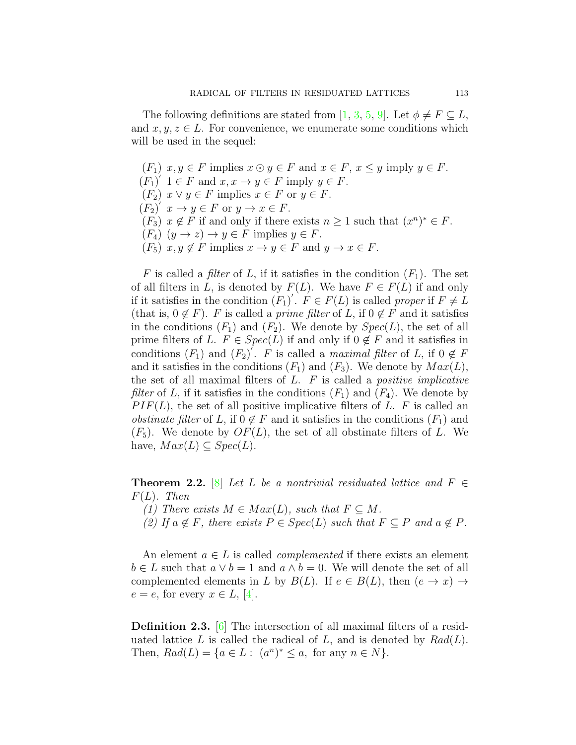The following definitions are stated from [1, 3, 5, 9]. Let $\phi \neq F \subseteq L$, and $x, y, z \in L$. For convenience, we enumerate some conditions which will be used in the sequel:

$(F_1)$ $x, y \in F$ implies $x \odot y \in F$ and $x \in F$, $x \leq y$ imply $y \in F$.
$(F_1)'$ $1 \in F$ and $x, x \to y \in F$ imply $y \in F$.
$(F_2)$ $x \vee y \in F$ implies $x \in F$ or $y \in F$.
$(F_2)'$ $x \to y \in F$ or $y \to x \in F$.
$(F_3)$ $x \notin F$ if and only if there exists $n \geq 1$ such that $(x^n)^* \in F$.
$(F_4)$ $(y \to z) \to y \in F$ implies $y \in F$.
$(F_5)$ $x, y \notin F$ implies $x \to y \in F$ and $y \to x \in F$.

$F$ is called a *filter* of $L$, if it satisfies in the condition $(F_1)$. The set of all filters in $L$, is denoted by $F(L)$. We have $F \in F(L)$ if and only if it satisfies in the condition $(F_1)'$. $F \in F(L)$ is called *proper* if $F \neq L$ (that is, $0 \notin F$). $F$ is called a *prime filter* of $L$, if $0 \notin F$ and it satisfies in the conditions $(F_1)$ and $(F_2)$. We denote by $Spec(L)$, the set of all prime filters of $L$. $F \in Spec(L)$ if and only if $0 \notin F$ and it satisfies in conditions $(F_1)$ and $(F_2)'$. $F$ is called a *maximal filter* of $L$, if $0 \notin F$ and it satisfies in the conditions $(F_1)$ and $(F_3)$. We denote by $Max(L)$, the set of all maximal filters of $L$. $F$ is called a *positive implicative filter* of $L$, if it satisfies in the conditions $(F_1)$ and $(F_4)$. We denote by $PIF(L)$, the set of all positive implicative filters of $L$. $F$ is called an *obstinate filter* of $L$, if $0 \notin F$ and it satisfies in the conditions $(F_1)$ and $(F_5)$. We denote by $OF(L)$, the set of all obstinate filters of $L$. We have, $Max(L) \subseteq Spec(L)$.

**Theorem 2.2.** [8] *Let $L$ be a nontrivial residuated lattice and $F \in F(L)$. Then*

*(1) There exists $M \in Max(L)$, such that $F \subseteq M$.*
*(2) If $a \notin F$, there exists $P \in Spec(L)$ such that $F \subseteq P$ and $a \notin P$.*

An element $a \in L$ is called *complemented* if there exists an element $b \in L$ such that $a \vee b = 1$ and $a \wedge b = 0$. We will denote the set of all complemented elements in $L$ by $B(L)$. If $e \in B(L)$, then $(e \to x) \to e = e$, for every $x \in L$, [4].

**Definition 2.3.** [6] The intersection of all maximal filters of a residuated lattice $L$ is called the radical of $L$, and is denoted by $Rad(L)$. Then, $Rad(L) = \{a \in L : \ (a^n)^* \leq a, \text{ for any } n \in N\}$.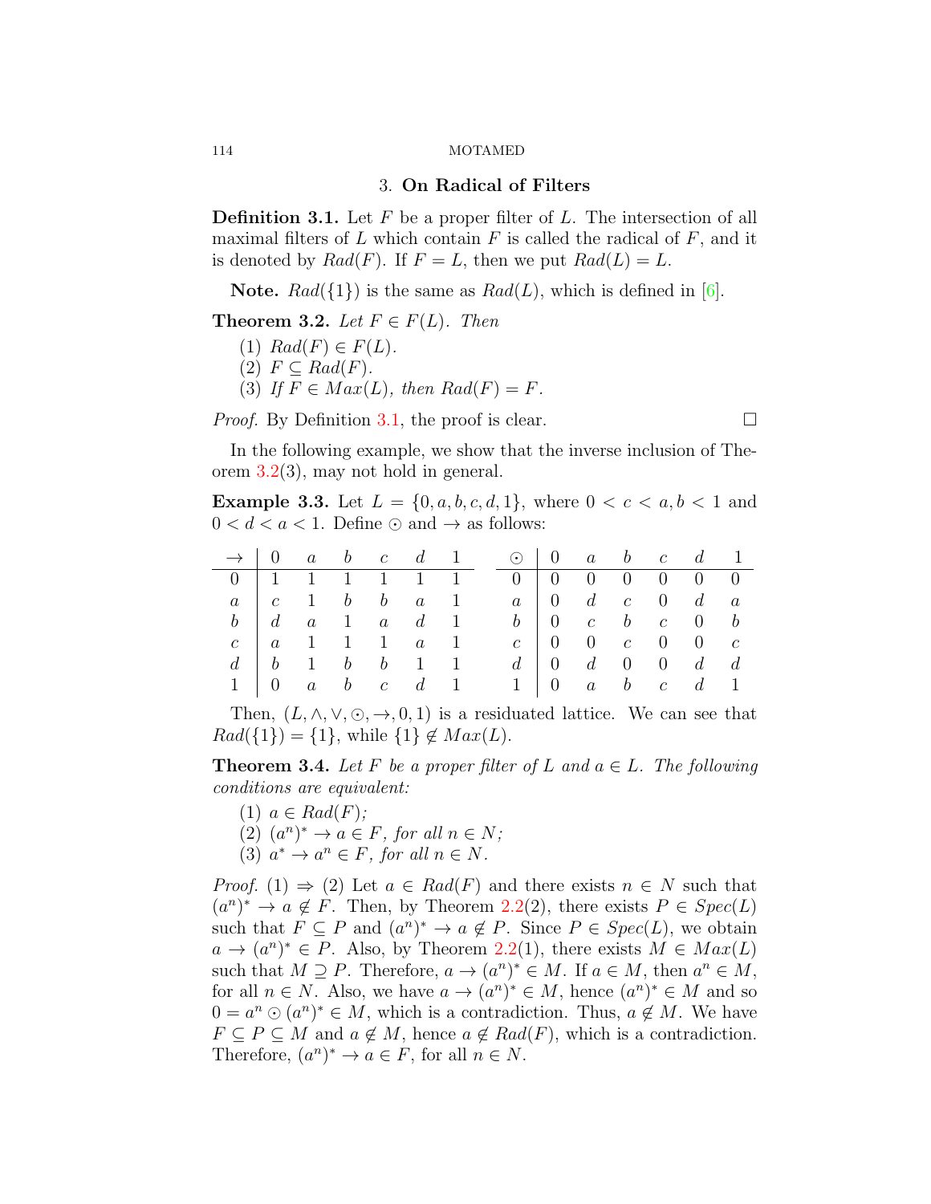## 3. **On Radical of Filters**

**Definition 3.1.** Let $F$ be a proper filter of $L$. The intersection of all maximal filters of $L$ which contain $F$ is called the radical of $F$, and it is denoted by $Rad(F)$. If $F = L$, then we put $Rad(L) = L$.

**Note.** $Rad(\{1\})$ is the same as $Rad(L)$, which is defined in [6].

**Theorem 3.2.** *Let $F \in F(L)$. Then*

1. $Rad(F) \in F(L)$.
2. $F \subseteq Rad(F)$.
3. *If $F \in Max(L)$, then $Rad(F) = F$.*

*Proof.* By Definition 3.1, the proof is clear. □

In the following example, we show that the inverse inclusion of Theorem 3.2(3), may not hold in general.

**Example 3.3.** Let $L = \{0, a, b, c, d, 1\}$, where $0 < c < a, b < 1$ and $0 < d < a < 1$. Define $\odot$ and $\rightarrow$ as follows:

| $\rightarrow$ | $0$ | $a$ | $b$ | $c$ | $d$ | $1$ |
|---|---|---|---|---|---|---|
| $0$ | $1$ | $1$ | $1$ | $1$ | $1$ | $1$ |
| $a$ | $c$ | $1$ | $b$ | $b$ | $a$ | $1$ |
| $b$ | $d$ | $a$ | $1$ | $a$ | $d$ | $1$ |
| $c$ | $a$ | $1$ | $1$ | $1$ | $a$ | $1$ |
| $d$ | $b$ | $1$ | $b$ | $b$ | $1$ | $1$ |
| $1$ | $0$ | $a$ | $b$ | $c$ | $d$ | $1$ |

| $\odot$ | $0$ | $a$ | $b$ | $c$ | $d$ | $1$ |
|---|---|---|---|---|---|---|
| $0$ | $0$ | $0$ | $0$ | $0$ | $0$ | $0$ |
| $a$ | $0$ | $d$ | $c$ | $0$ | $d$ | $a$ |
| $b$ | $0$ | $c$ | $b$ | $c$ | $0$ | $b$ |
| $c$ | $0$ | $0$ | $c$ | $0$ | $0$ | $c$ |
| $d$ | $0$ | $d$ | $0$ | $0$ | $d$ | $d$ |
| $1$ | $0$ | $a$ | $b$ | $c$ | $d$ | $1$ |

Then, $(L, \wedge, \vee, \odot, \rightarrow, 0, 1)$ is a residuated lattice. We can see that $Rad(\{1\}) = \{1\}$, while $\{1\} \notin Max(L)$.

**Theorem 3.4.** *Let $F$ be a proper filter of $L$ and $a \in L$. The following conditions are equivalent:*

1. $a \in Rad(F)$;
2. $(a^n)^* \rightarrow a \in F$, *for all* $n \in N$;
3. $a^* \rightarrow a^n \in F$, *for all* $n \in N$.

*Proof.* (1) $\Rightarrow$ (2) Let $a \in Rad(F)$ and there exists $n \in N$ such that $(a^n)^* \rightarrow a \notin F$. Then, by Theorem 2.2(2), there exists $P \in Spec(L)$ such that $F \subseteq P$ and $(a^n)^* \rightarrow a \notin P$. Since $P \in Spec(L)$, we obtain $a \rightarrow (a^n)^* \in P$. Also, by Theorem 2.2(1), there exists $M \in Max(L)$ such that $M \supseteq P$. Therefore, $a \rightarrow (a^n)^* \in M$. If $a \in M$, then $a^n \in M$, for all $n \in N$. Also, we have $a \rightarrow (a^n)^* \in M$, hence $(a^n)^* \in M$ and so $0 = a^n \odot (a^n)^* \in M$, which is a contradiction. Thus, $a \notin M$. We have $F \subseteq P \subseteq M$ and $a \notin M$, hence $a \notin Rad(F)$, which is a contradiction. Therefore, $(a^n)^* \rightarrow a \in F$, for all $n \in N$.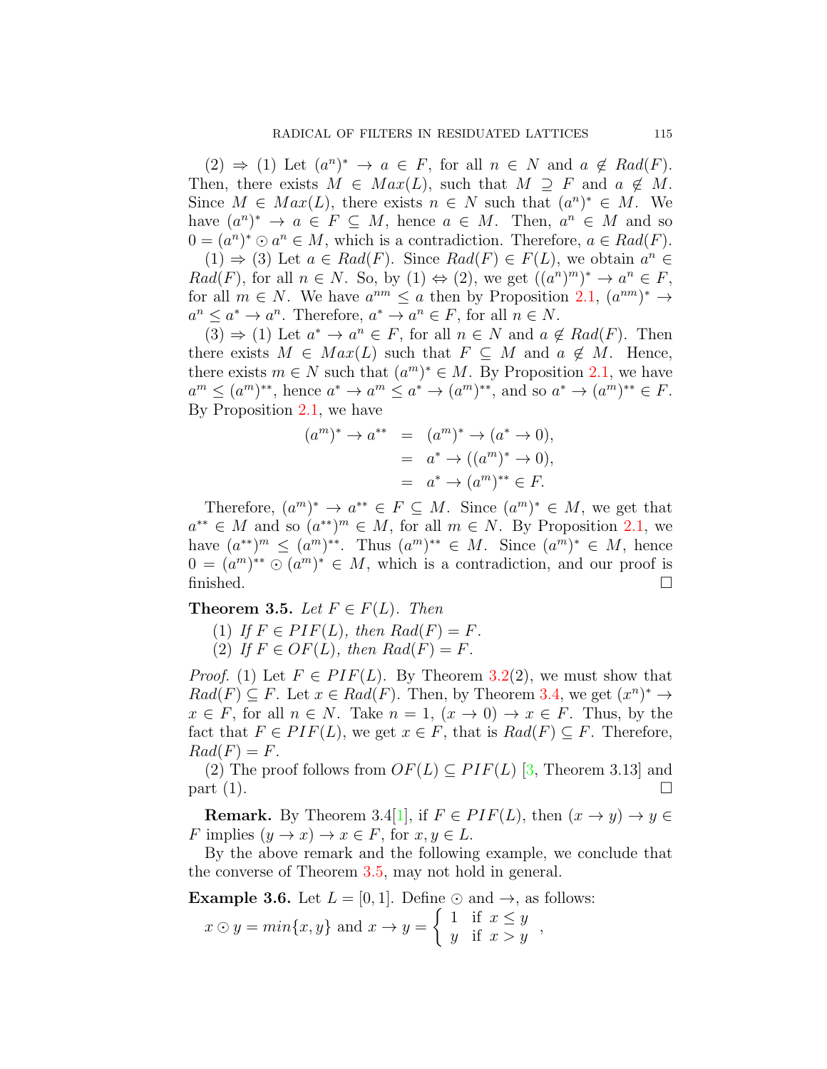(2) $\Rightarrow$ (1) Let $(a^n)^* \to a \in F$, for all $n \in N$ and $a \notin Rad(F)$. Then, there exists $M \in Max(L)$, such that $M \supseteq F$ and $a \notin M$. Since $M \in Max(L)$, there exists $n \in N$ such that $(a^n)^* \in M$. We have $(a^n)^* \to a \in F \subseteq M$, hence $a \in M$. Then, $a^n \in M$ and so $0 = (a^n)^* \odot a^n \in M$, which is a contradiction. Therefore, $a \in Rad(F)$.

(1) $\Rightarrow$ (3) Let $a \in Rad(F)$. Since $Rad(F) \in F(L)$, we obtain $a^n \in Rad(F)$, for all $n \in N$. So, by (1) $\Leftrightarrow$ (2), we get $((a^n)^m)^* \to a^n \in F$, for all $m \in N$. We have $a^{nm} \leq a$ then by Proposition 2.1, $(a^{nm})^* \to a^n \leq a^* \to a^n$. Therefore, $a^* \to a^n \in F$, for all $n \in N$.

(3) $\Rightarrow$ (1) Let $a^* \to a^n \in F$, for all $n \in N$ and $a \notin Rad(F)$. Then there exists $M \in Max(L)$ such that $F \subseteq M$ and $a \notin M$. Hence, there exists $m \in N$ such that $(a^m)^* \in M$. By Proposition 2.1, we have $a^m \leq (a^m)^{**}$, hence $a^* \to a^m \leq a^* \to (a^m)^{**}$, and so $a^* \to (a^m)^{**} \in F$. By Proposition 2.1, we have

$$
\begin{aligned}
(a^m)^* \to a^{**} &= (a^m)^* \to (a^* \to 0), \\
&= a^* \to ((a^m)^* \to 0), \\
&= a^* \to (a^m)^{**} \in F.
\end{aligned}
$$

Therefore, $(a^m)^* \to a^{**} \in F \subseteq M$. Since $(a^m)^* \in M$, we get that $a^{**} \in M$ and so $(a^{**})^m \in M$, for all $m \in N$. By Proposition 2.1, we have $(a^{**})^m \leq (a^m)^{**}$. Thus $(a^m)^{**} \in M$. Since $(a^m)^* \in M$, hence $0 = (a^m)^{**} \odot (a^m)^* \in M$, which is a contradiction, and our proof is finished. □

**Theorem 3.5.** *Let $F \in F(L)$. Then*

1. *If $F \in PIF(L)$, then $Rad(F) = F$.*
2. *If $F \in OF(L)$, then $Rad(F) = F$.*

*Proof.* (1) Let $F \in PIF(L)$. By Theorem 3.2(2), we must show that $Rad(F) \subseteq F$. Let $x \in Rad(F)$. Then, by Theorem 3.4, we get $(x^n)^* \to x \in F$, for all $n \in N$. Take $n = 1$, $(x \to 0) \to x \in F$. Thus, by the fact that $F \in PIF(L)$, we get $x \in F$, that is $Rad(F) \subseteq F$. Therefore, $Rad(F) = F$.

(2) The proof follows from $OF(L) \subseteq PIF(L)$ [3, Theorem 3.13] and part (1). □

**Remark.** By Theorem 3.4[1], if $F \in PIF(L)$, then $(x \to y) \to y \in F$ implies $(y \to x) \to x \in F$, for $x, y \in L$.

By the above remark and the following example, we conclude that the converse of Theorem 3.5, may not hold in general.

**Example 3.6.** Let $L = [0, 1]$. Define $\odot$ and $\to$, as follows:

$x \odot y = min\{x, y\}$ and $x \to y = \begin{cases} 1 & \text{if } x \leq y \\ y & \text{if } x > y \end{cases}$,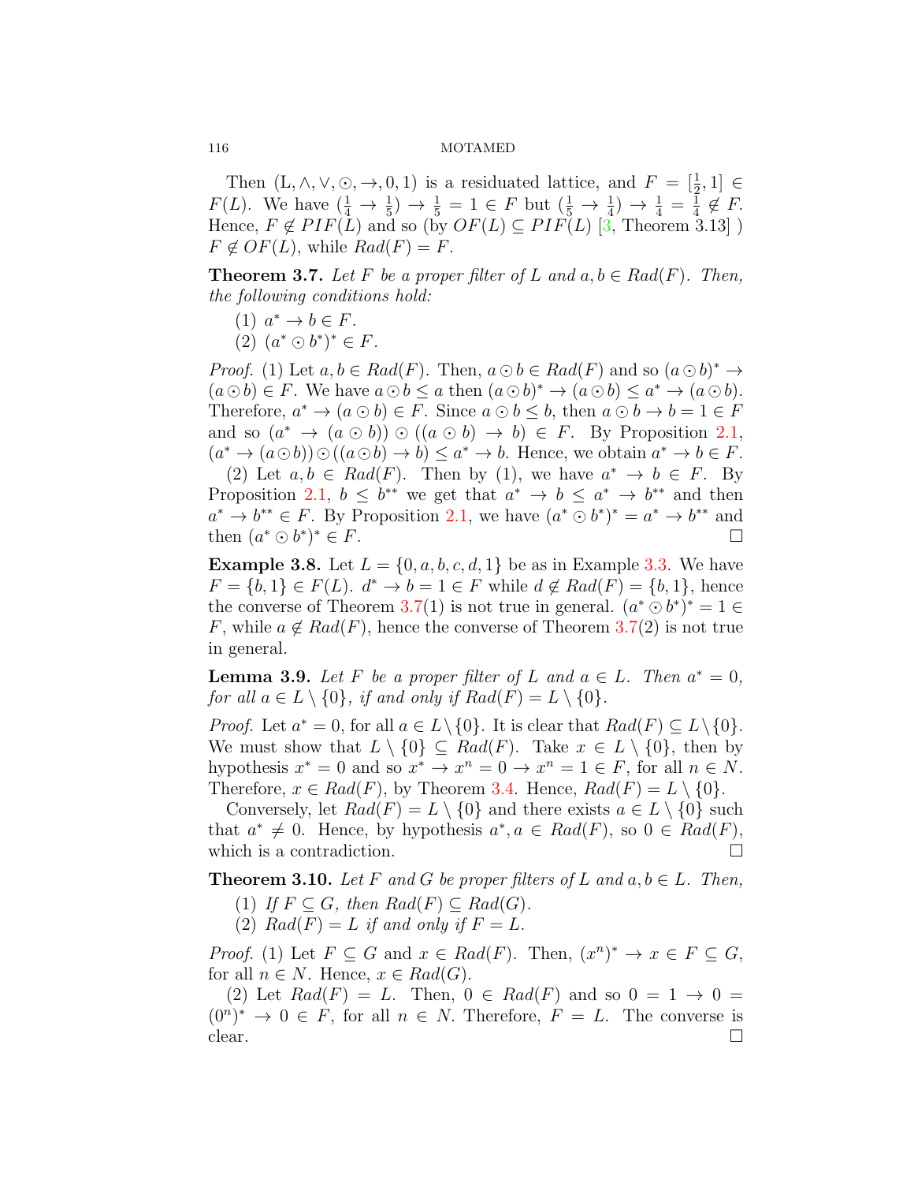Then $(L, \wedge, \vee, \odot, \rightarrow, 0, 1)$ is a residuated lattice, and $F = [\frac{1}{2}, 1] \in F(L)$. We have $(\frac{1}{4} \rightarrow \frac{1}{5}) \rightarrow \frac{1}{5} = 1 \in F$ but $(\frac{1}{5} \rightarrow \frac{1}{4}) \rightarrow \frac{1}{4} = \frac{1}{4} \notin F$. Hence, $F \notin PIF(L)$ and so (by $OF(L) \subseteq PIF(L)$ [3, Theorem 3.13] ) $F \notin OF(L)$, while $Rad(F) = F$.

**Theorem 3.7.** *Let $F$ be a proper filter of $L$ and $a, b \in Rad(F)$. Then, the following conditions hold:*

1. *$a^* \rightarrow b \in F$.*
2. *$(a^* \odot b^*)^* \in F$.*

*Proof.* (1) Let $a, b \in Rad(F)$. Then, $a \odot b \in Rad(F)$ and so $(a \odot b)^* \rightarrow (a \odot b) \in F$. We have $a \odot b \leq a$ then $(a \odot b)^* \rightarrow (a \odot b) \leq a^* \rightarrow (a \odot b)$. Therefore, $a^* \rightarrow (a \odot b) \in F$. Since $a \odot b \leq b$, then $a \odot b \rightarrow b = 1 \in F$ and so $(a^* \rightarrow (a \odot b)) \odot ((a \odot b) \rightarrow b) \in F$. By Proposition 2.1, $(a^* \rightarrow (a \odot b)) \odot ((a \odot b) \rightarrow b) \leq a^* \rightarrow b$. Hence, we obtain $a^* \rightarrow b \in F$.

(2) Let $a, b \in Rad(F)$. Then by (1), we have $a^* \rightarrow b \in F$. By Proposition 2.1, $b \leq b^{**}$ we get that $a^* \rightarrow b \leq a^* \rightarrow b^{**}$ and then $a^* \rightarrow b^{**} \in F$. By Proposition 2.1, we have $(a^* \odot b^*)^* = a^* \rightarrow b^{**}$ and then $(a^* \odot b^*)^* \in F$. □

**Example 3.8.** Let $L = \{0, a, b, c, d, 1\}$ be as in Example 3.3. We have $F = \{b, 1\} \in F(L)$. $d^* \rightarrow b = 1 \in F$ while $d \notin Rad(F) = \{b, 1\}$, hence the converse of Theorem 3.7(1) is not true in general. $(a^* \odot b^*)^* = 1 \in F$, while $a \notin Rad(F)$, hence the converse of Theorem 3.7(2) is not true in general.

**Lemma 3.9.** *Let $F$ be a proper filter of $L$ and $a \in L$. Then $a^* = 0$, for all $a \in L \setminus \{0\}$, if and only if $Rad(F) = L \setminus \{0\}$.*

*Proof.* Let $a^* = 0$, for all $a \in L \setminus \{0\}$. It is clear that $Rad(F) \subseteq L \setminus \{0\}$. We must show that $L \setminus \{0\} \subseteq Rad(F)$. Take $x \in L \setminus \{0\}$, then by hypothesis $x^* = 0$ and so $x^* \rightarrow x^n = 0 \rightarrow x^n = 1 \in F$, for all $n \in N$. Therefore, $x \in Rad(F)$, by Theorem 3.4. Hence, $Rad(F) = L \setminus \{0\}$.

Conversely, let $Rad(F) = L \setminus \{0\}$ and there exists $a \in L \setminus \{0\}$ such that $a^* \neq 0$. Hence, by hypothesis $a^*, a \in Rad(F)$, so $0 \in Rad(F)$, which is a contradiction. □

**Theorem 3.10.** *Let $F$ and $G$ be proper filters of $L$ and $a, b \in L$. Then,*

1. *If $F \subseteq G$, then $Rad(F) \subseteq Rad(G)$.*
2. *$Rad(F) = L$ if and only if $F = L$.*

*Proof.* (1) Let $F \subseteq G$ and $x \in Rad(F)$. Then, $(x^n)^* \rightarrow x \in F \subseteq G$, for all $n \in N$. Hence, $x \in Rad(G)$.

(2) Let $Rad(F) = L$. Then, $0 \in Rad(F)$ and so $0 = 1 \rightarrow 0 = (0^n)^* \rightarrow 0 \in F$, for all $n \in N$. Therefore, $F = L$. The converse is clear. □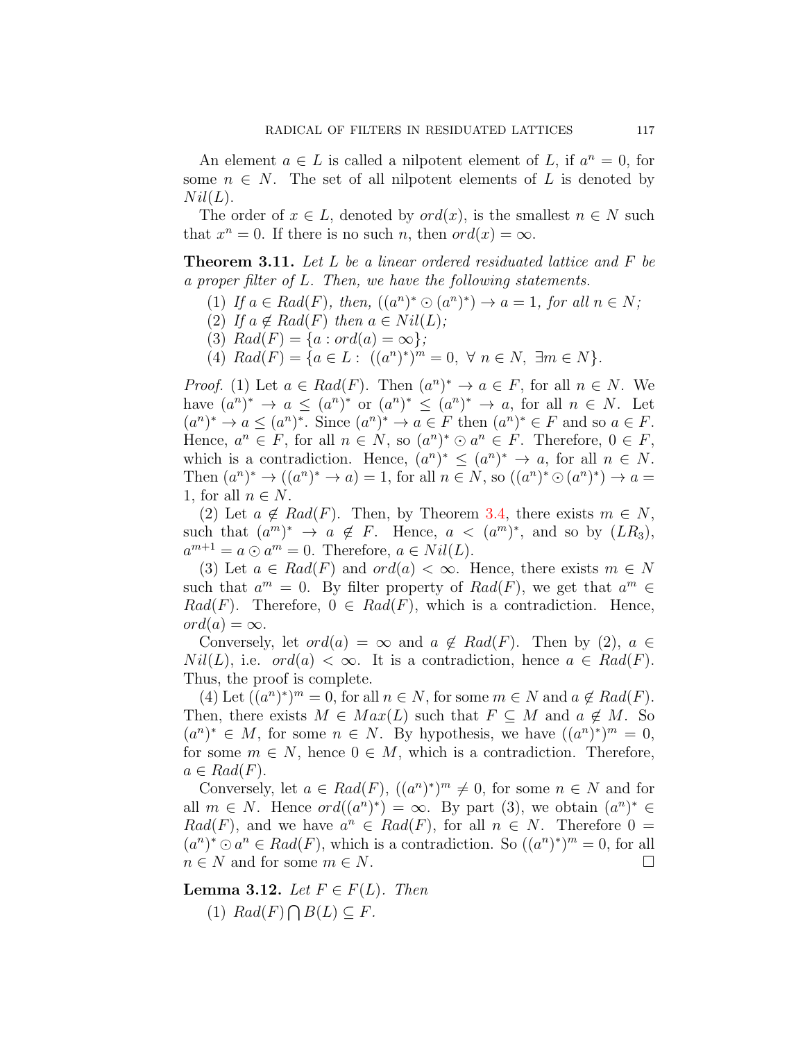An element $a \in L$ is called a nilpotent element of $L$, if $a^n = 0$, for some $n \in N$. The set of all nilpotent elements of $L$ is denoted by $Nil(L)$.

The order of $x \in L$, denoted by $ord(x)$, is the smallest $n \in N$ such that $x^n = 0$. If there is no such $n$, then $ord(x) = \infty$.

**Theorem 3.11.** *Let $L$ be a linear ordered residuated lattice and $F$ be a proper filter of $L$. Then, we have the following statements.*

1. *If $a \in Rad(F)$, then, $((a^n)^* \odot (a^n)^*) \to a = 1$, for all $n \in N$;*
2. *If $a \notin Rad(F)$ then $a \in Nil(L)$;*
3. *$Rad(F) = \{a : ord(a) = \infty\}$;*
4. *$Rad(F) = \{a \in L : ((a^n)^*)^m = 0, \ \forall \ n \in N, \ \exists m \in N\}$.*

*Proof.* (1) Let $a \in Rad(F)$. Then $(a^n)^* \to a \in F$, for all $n \in N$. We have $(a^n)^* \to a \leq (a^n)^*$ or $(a^n)^* \leq (a^n)^* \to a$, for all $n \in N$. Let $(a^n)^* \to a \leq (a^n)^*$. Since $(a^n)^* \to a \in F$ then $(a^n)^* \in F$ and so $a \in F$. Hence, $a^n \in F$, for all $n \in N$, so $(a^n)^* \odot a^n \in F$. Therefore, $0 \in F$, which is a contradiction. Hence, $(a^n)^* \leq (a^n)^* \to a$, for all $n \in N$. Then $(a^n)^* \to ((a^n)^* \to a) = 1$, for all $n \in N$, so $((a^n)^* \odot (a^n)^*) \to a = 1$, for all $n \in N$.

(2) Let $a \notin Rad(F)$. Then, by Theorem 3.4, there exists $m \in N$, such that $(a^m)^* \to a \notin F$. Hence, $a < (a^m)^*$, and so by $(LR_3)$, $a^{m+1} = a \odot a^m = 0$. Therefore, $a \in Nil(L)$.

(3) Let $a \in Rad(F)$ and $ord(a) < \infty$. Hence, there exists $m \in N$ such that $a^m = 0$. By filter property of $Rad(F)$, we get that $a^m \in Rad(F)$. Therefore, $0 \in Rad(F)$, which is a contradiction. Hence, $ord(a) = \infty$.

Conversely, let $ord(a) = \infty$ and $a \notin Rad(F)$. Then by (2), $a \in Nil(L)$, i.e. $ord(a) < \infty$. It is a contradiction, hence $a \in Rad(F)$. Thus, the proof is complete.

(4) Let $((a^n)^*)^m = 0$, for all $n \in N$, for some $m \in N$ and $a \notin Rad(F)$. Then, there exists $M \in Max(L)$ such that $F \subseteq M$ and $a \notin M$. So $(a^n)^* \in M$, for some $n \in N$. By hypothesis, we have $((a^n)^*)^m = 0$, for some $m \in N$, hence $0 \in M$, which is a contradiction. Therefore, $a \in Rad(F)$.

Conversely, let $a \in Rad(F)$, $((a^n)^*)^m \neq 0$, for some $n \in N$ and for all $m \in N$. Hence $ord((a^n)^*) = \infty$. By part (3), we obtain $(a^n)^* \in Rad(F)$, and we have $a^n \in Rad(F)$, for all $n \in N$. Therefore $0 = (a^n)^* \odot a^n \in Rad(F)$, which is a contradiction. So $((a^n)^*)^m = 0$, for all $n \in N$ and for some $m \in N$. $\square$

**Lemma 3.12.** *Let $F \in F(L)$. Then*

1. *$Rad(F) \bigcap B(L) \subseteq F$.*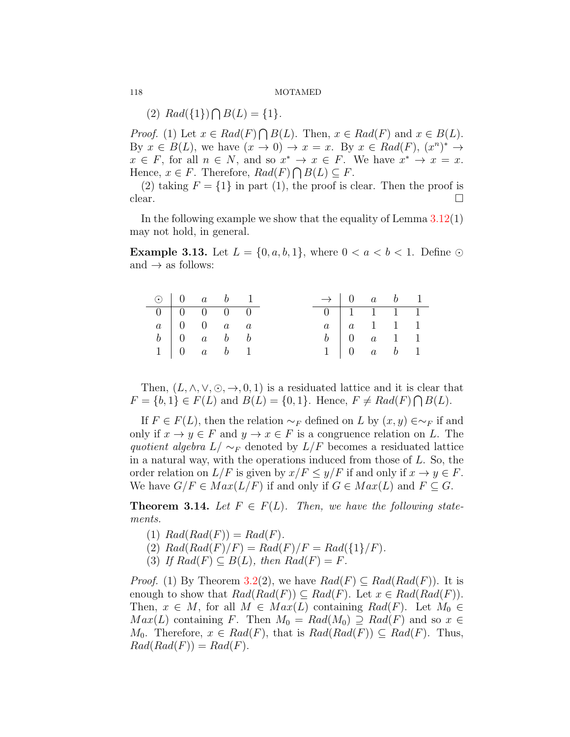(2) $Rad(\{1\}) \bigcap B(L) = \{1\}$.

*Proof.* (1) Let $x \in Rad(F) \bigcap B(L)$. Then, $x \in Rad(F)$ and $x \in B(L)$. By $x \in B(L)$, we have $(x \to 0) \to x = x$. By $x \in Rad(F)$, $(x^n)^* \to x \in F$, for all $n \in N$, and so $x^* \to x \in F$. We have $x^* \to x = x$. Hence, $x \in F$. Therefore, $Rad(F) \bigcap B(L) \subseteq F$.

(2) taking $F = \{1\}$ in part (1), the proof is clear. Then the proof is clear. □

In the following example we show that the equality of Lemma 3.12(1) may not hold, in general.

**Example 3.13.** Let $L = \{0, a, b, 1\}$, where $0 < a < b < 1$. Define $\odot$ and $\to$ as follows:

| $\odot$ | $0$ | $a$ | $b$ | $1$ |
|---|---|---|---|---|
| $0$ | $0$ | $0$ | $0$ | $0$ |
| $a$ | $0$ | $0$ | $a$ | $a$ |
| $b$ | $0$ | $a$ | $b$ | $b$ |
| $1$ | $0$ | $a$ | $b$ | $1$ |

| $\to$ | $0$ | $a$ | $b$ | $1$ |
|---|---|---|---|---|
| $0$ | $1$ | $1$ | $1$ | $1$ |
| $a$ | $a$ | $1$ | $1$ | $1$ |
| $b$ | $0$ | $a$ | $1$ | $1$ |
| $1$ | $0$ | $a$ | $b$ | $1$ |

Then, $(L, \wedge, \vee, \odot, \to, 0, 1)$ is a residuated lattice and it is clear that $F = \{b, 1\} \in F(L)$ and $B(L) = \{0, 1\}$. Hence, $F \neq Rad(F) \bigcap B(L)$.

If $F \in F(L)$, then the relation $\sim_F$ defined on $L$ by $(x, y) \in \sim_F$ if and only if $x \to y \in F$ and $y \to x \in F$ is a congruence relation on $L$. The *quotient algebra* $L/\sim_F$ denoted by $L/F$ becomes a residuated lattice in a natural way, with the operations induced from those of $L$. So, the order relation on $L/F$ is given by $x/F \leq y/F$ if and only if $x \to y \in F$. We have $G/F \in Max(L/F)$ if and only if $G \in Max(L)$ and $F \subseteq G$.

**Theorem 3.14.** *Let $F \in F(L)$. Then, we have the following statements.*

1. $Rad(Rad(F)) = Rad(F)$.
2. $Rad(Rad(F)/F) = Rad(F)/F = Rad(\{1\}/F)$.
3. *If $Rad(F) \subseteq B(L)$, then $Rad(F) = F$.*

*Proof.* (1) By Theorem 3.2(2), we have $Rad(F) \subseteq Rad(Rad(F))$. It is enough to show that $Rad(Rad(F)) \subseteq Rad(F)$. Let $x \in Rad(Rad(F))$. Then, $x \in M$, for all $M \in Max(L)$ containing $Rad(F)$. Let $M_0 \in Max(L)$ containing $F$. Then $M_0 = Rad(M_0) \supseteq Rad(F)$ and so $x \in M_0$. Therefore, $x \in Rad(F)$, that is $Rad(Rad(F)) \subseteq Rad(F)$. Thus, $Rad(Rad(F)) = Rad(F)$.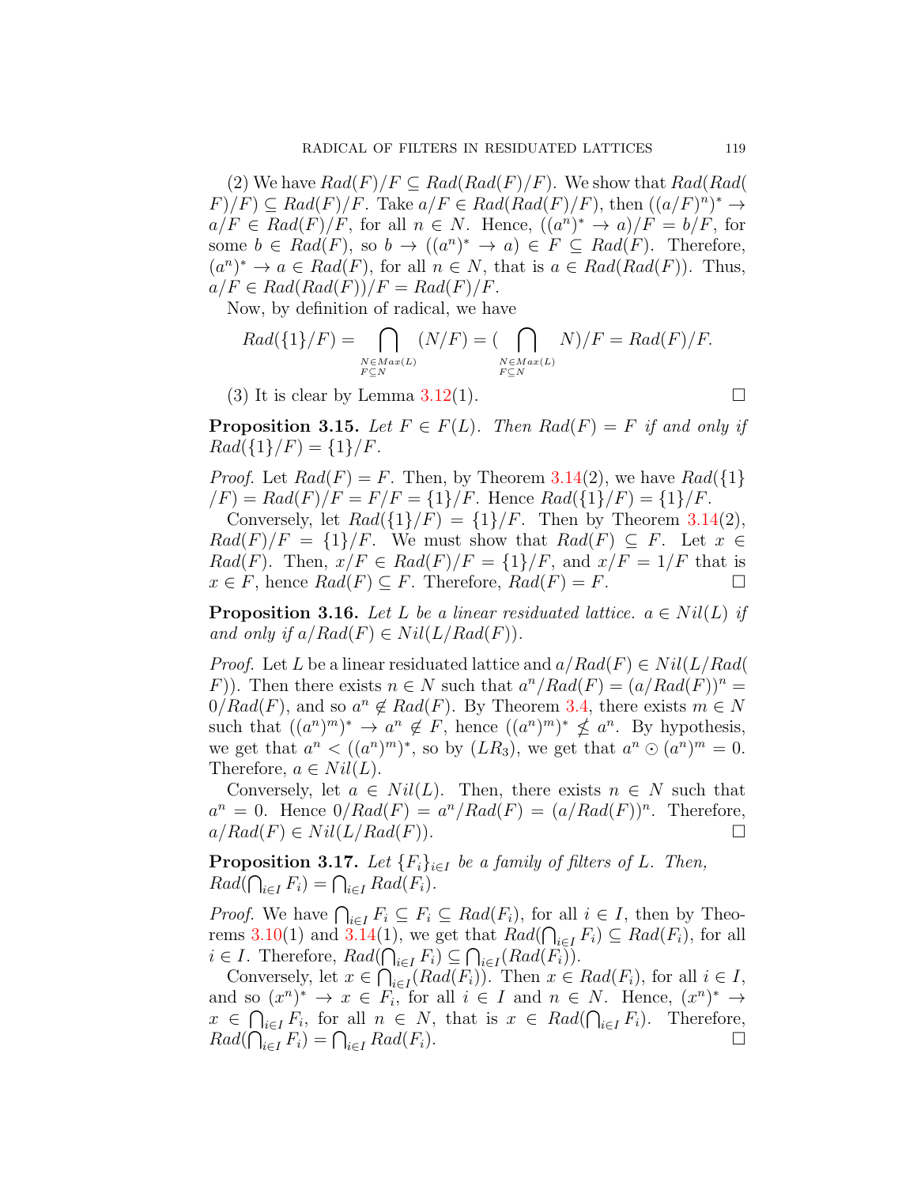(2) We have $Rad(F)/F \subseteq Rad(Rad(F)/F)$. We show that $Rad(Rad(F)/F) \subseteq Rad(F)/F$. Take $a/F \in Rad(Rad(F)/F)$, then $((a/F)^n)^* \to a/F \in Rad(F)/F$, for all $n \in N$. Hence, $((a^n)^* \to a)/F = b/F$, for some $b \in Rad(F)$, so $b \to ((a^n)^* \to a) \in F \subseteq Rad(F)$. Therefore, $(a^n)^* \to a \in Rad(F)$, for all $n \in N$, that is $a \in Rad(Rad(F))$. Thus, $a/F \in Rad(Rad(F))/F = Rad(F)/F$.

Now, by definition of radical, we have

$$Rad(\{1\}/F) = \bigcap_{\substack{N \in Max(L) \\ F \subseteq N}} (N/F) = (\bigcap_{\substack{N \in Max(L) \\ F \subseteq N}} N)/F = Rad(F)/F.$$

(3) It is clear by Lemma 3.12(1). □

**Proposition 3.15.** *Let $F \in F(L)$. Then $Rad(F) = F$ if and only if $Rad(\{1\}/F) = \{1\}/F$.*

*Proof.* Let $Rad(F) = F$. Then, by Theorem 3.14(2), we have $Rad(\{1\}/F) = Rad(F)/F = F/F = \{1\}/F$. Hence $Rad(\{1\}/F) = \{1\}/F$.

Conversely, let $Rad(\{1\}/F) = \{1\}/F$. Then by Theorem 3.14(2), $Rad(F)/F = \{1\}/F$. We must show that $Rad(F) \subseteq F$. Let $x \in Rad(F)$. Then, $x/F \in Rad(F)/F = \{1\}/F$, and $x/F = 1/F$ that is $x \in F$, hence $Rad(F) \subseteq F$. Therefore, $Rad(F) = F$. □

**Proposition 3.16.** *Let $L$ be a linear residuated lattice. $a \in Nil(L)$ if and only if $a/Rad(F) \in Nil(L/Rad(F))$.*

*Proof.* Let $L$ be a linear residuated lattice and $a/Rad(F) \in Nil(L/Rad(F))$. Then there exists $n \in N$ such that $a^n/Rad(F) = (a/Rad(F))^n = 0/Rad(F)$, and so $a^n \notin Rad(F)$. By Theorem 3.4, there exists $m \in N$ such that $((a^n)^m)^* \to a^n \notin F$, hence $((a^n)^m)^* \nleq a^n$. By hypothesis, we get that $a^n < ((a^n)^m)^*$, so by $(LR_3)$, we get that $a^n \odot (a^n)^m = 0$. Therefore, $a \in Nil(L)$.

Conversely, let $a \in Nil(L)$. Then, there exists $n \in N$ such that $a^n = 0$. Hence $0/Rad(F) = a^n/Rad(F) = (a/Rad(F))^n$. Therefore, $a/Rad(F) \in Nil(L/Rad(F))$. □

**Proposition 3.17.** *Let $\{F_i\}_{i \in I}$ be a family of filters of $L$. Then, $Rad(\bigcap_{i \in I} F_i) = \bigcap_{i \in I} Rad(F_i)$.*

*Proof.* We have $\bigcap_{i \in I} F_i \subseteq F_i \subseteq Rad(F_i)$, for all $i \in I$, then by Theorems 3.10(1) and 3.14(1), we get that $Rad(\bigcap_{i \in I} F_i) \subseteq Rad(F_i)$, for all $i \in I$. Therefore, $Rad(\bigcap_{i \in I} F_i) \subseteq \bigcap_{i \in I}(Rad(F_i))$.

Conversely, let $x \in \bigcap_{i \in I}(Rad(F_i))$. Then $x \in Rad(F_i)$, for all $i \in I$, and so $(x^n)^* \to x \in F_i$, for all $i \in I$ and $n \in N$. Hence, $(x^n)^* \to x \in \bigcap_{i \in I} F_i$, for all $n \in N$, that is $x \in Rad(\bigcap_{i \in I} F_i)$. Therefore, $Rad(\bigcap_{i \in I} F_i) = \bigcap_{i \in I} Rad(F_i)$. □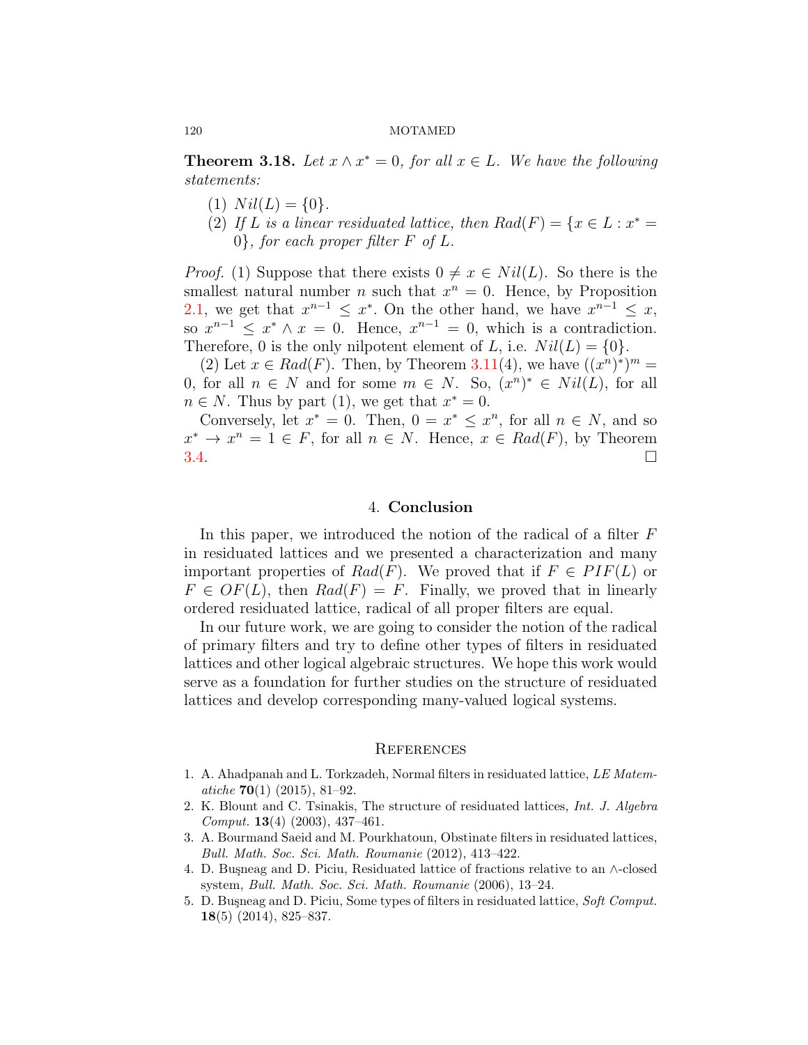**Theorem 3.18.** *Let $x \wedge x^* = 0$, for all $x \in L$. We have the following statements:*

1. $Nil(L) = \{0\}$.
2. *If $L$ is a linear residuated lattice, then $Rad(F) = \{x \in L : x^* = 0\}$, for each proper filter $F$ of $L$.*

*Proof.* (1) Suppose that there exists $0 \neq x \in Nil(L)$. So there is the smallest natural number $n$ such that $x^n = 0$. Hence, by Proposition 2.1, we get that $x^{n-1} \leq x^*$. On the other hand, we have $x^{n-1} \leq x$, so $x^{n-1} \leq x^* \wedge x = 0$. Hence, $x^{n-1} = 0$, which is a contradiction. Therefore, 0 is the only nilpotent element of $L$, i.e. $Nil(L) = \{0\}$.

(2) Let $x \in Rad(F)$. Then, by Theorem 3.11(4), we have $((x^n)^*)^m = 0$, for all $n \in N$ and for some $m \in N$. So, $(x^n)^* \in Nil(L)$, for all $n \in N$. Thus by part (1), we get that $x^* = 0$.

Conversely, let $x^* = 0$. Then, $0 = x^* \leq x^n$, for all $n \in N$, and so $x^* \to x^n = 1 \in F$, for all $n \in N$. Hence, $x \in Rad(F)$, by Theorem 3.4. □

## 4. Conclusion

In this paper, we introduced the notion of the radical of a filter $F$ in residuated lattices and we presented a characterization and many important properties of $Rad(F)$. We proved that if $F \in PIF(L)$ or $F \in OF(L)$, then $Rad(F) = F$. Finally, we proved that in linearly ordered residuated lattice, radical of all proper filters are equal.

In our future work, we are going to consider the notion of the radical of primary filters and try to define other types of filters in residuated lattices and other logical algebraic structures. We hope this work would serve as a foundation for further studies on the structure of residuated lattices and develop corresponding many-valued logical systems.

## References

1. A. Ahadpanah and L. Torkzadeh, Normal filters in residuated lattice, *LE Matematiche* **70**(1) (2015), 81–92.
2. K. Blount and C. Tsinakis, The structure of residuated lattices, *Int. J. Algebra Comput.* **13**(4) (2003), 437–461.
3. A. Bourmand Saeid and M. Pourkhatoun, Obstinate filters in residuated lattices, *Bull. Math. Soc. Sci. Math. Roumanie* (2012), 413–422.
4. D. Buşneag and D. Piciu, Residuated lattice of fractions relative to an $\wedge$-closed system, *Bull. Math. Soc. Sci. Math. Roumanie* (2006), 13–24.
5. D. Buşneag and D. Piciu, Some types of filters in residuated lattice, *Soft Comput.* **18**(5) (2014), 825–837.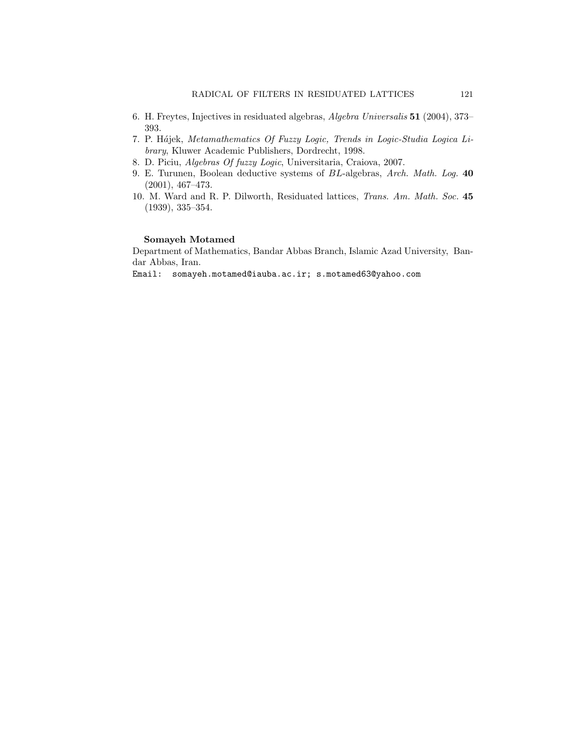6. H. Freytes, Injectives in residuated algebras, *Algebra Universalis* **51** (2004), 373–393.
7. P. Hájek, *Metamathematics Of Fuzzy Logic, Trends in Logic-Studia Logica Library*, Kluwer Academic Publishers, Dordrecht, 1998.
8. D. Piciu, *Algebras Of fuzzy Logic*, Universitaria, Craiova, 2007.
9. E. Turunen, Boolean deductive systems of $BL$-algebras, *Arch. Math. Log.* **40** (2001), 467–473.
10. M. Ward and R. P. Dilworth, Residuated lattices, *Trans. Am. Math. Soc.* **45** (1939), 335–354.

**Somayeh Motamed**

Department of Mathematics, Bandar Abbas Branch, Islamic Azad University, Bandar Abbas, Iran.

Email: somayeh.motamed@iauba.ac.ir; s.motamed63@yahoo.com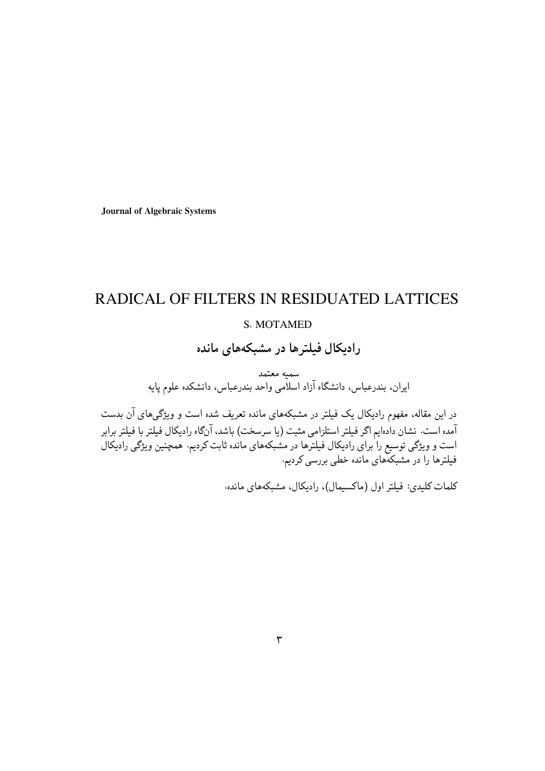**Journal of Algebraic Systems**

# RADICAL OF FILTERS IN RESIDUATED LATTICES

S. MOTAMED

## رادیکال فیلترها در مشبکه‌های مانده

سمیه معتمد

ایران، بندرعباس، دانشگاه آزاد اسلامی واحد بندرعباس، دانشکده علوم پایه

در این مقاله، مفهوم رادیکال یک فیلتر در مشبکه‌های مانده تعریف شده است و ویژگی‌های آن بدست آمده است. نشان داده‌ایم اگر فیلتر استلزامی مثبت (یا سرسخت) باشد، آنگاه رادیکال فیلتر با فیلتر برابر است و ویژگی توسیع را برای رادیکال فیلترها در مشبکه‌های مانده ثابت کردیم. همچنین ویژگی رادیکال فیلترها را در مشبکه‌های مانده خطی بررسی کردیم.

کلمات کلیدی: فیلتر اول (ماکسیمال)، رادیکال، مشبکه‌های مانده.